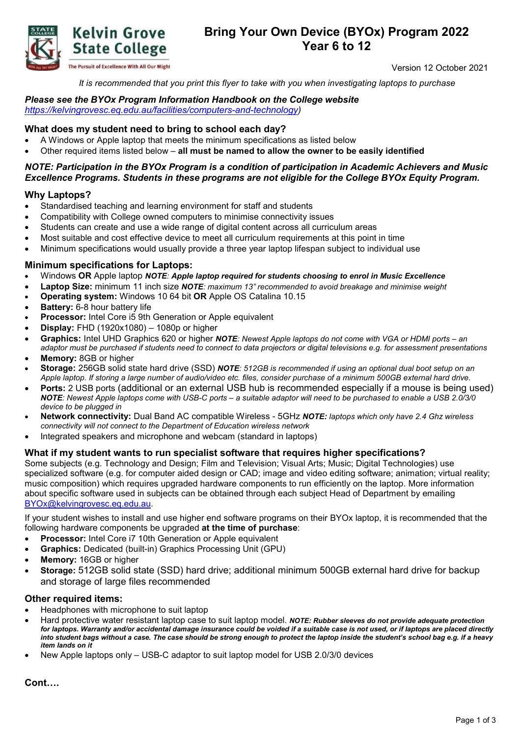Kelvin Grove State College

The Pursuit of Excellence With All Our Might

# Bring Your Own Device (BYOx) Program 2022 Year 6 to 12

Version 12 October 2021

*It is recommended that you print this flyer to take with you when investigating laptops to purchase*

***Please see the BYOx Program Information Handbook on the College website***
https://kelvingrovesc.eq.edu.au/facilities/computers-and-technology)

## What does my student need to bring to school each day?

- A Windows or Apple laptop that meets the minimum specifications as listed below
- Other required items listed below – **all must be named to allow the owner to be easily identified**

***NOTE: Participation in the BYOx Program is a condition of participation in Academic Achievers and Music Excellence Programs. Students in these programs are not eligible for the College BYOx Equity Program.***

## Why Laptops?

- Standardised teaching and learning environment for staff and students
- Compatibility with College owned computers to minimise connectivity issues
- Students can create and use a wide range of digital content across all curriculum areas
- Most suitable and cost effective device to meet all curriculum requirements at this point in time
- Minimum specifications would usually provide a three year laptop lifespan subject to individual use

## Minimum specifications for Laptops:

- Windows **OR** Apple laptop ***NOTE**: **Apple laptop required for students choosing to enrol in Music Excellence***
- **Laptop Size:** minimum 11 inch size ***NOTE**: maximum 13" recommended to avoid breakage and minimise weight*
- **Operating system:** Windows 10 64 bit **OR** Apple OS Catalina 10.15
- **Battery:** 6-8 hour battery life
- **Processor:** Intel Core i5 9th Generation or Apple equivalent
- **Display:** FHD (1920x1080) – 1080p or higher
- **Graphics:** Intel UHD Graphics 620 or higher ***NOTE**: Newest Apple laptops do not come with VGA or HDMI ports – an adaptor must be purchased if students need to connect to data projectors or digital televisions e.g. for assessment presentations*
- **Memory:** 8GB or higher
- **Storage:** 256GB solid state hard drive (SSD) ***NOTE**: 512GB is recommended if using an optional dual boot setup on an Apple laptop. If storing a large number of audio/video etc. files, consider purchase of a minimum 500GB external hard drive.*
- **Ports:** 2 USB ports (additional or an external USB hub is recommended especially if a mouse is being used) ***NOTE**: Newest Apple laptops come with USB-C ports – a suitable adaptor will need to be purchased to enable a USB 2.0/3/0 device to be plugged in*
- **Network connectivity:** Dual Band AC compatible Wireless - 5GHz ***NOTE:** laptops which only have 2.4 Ghz wireless connectivity will not connect to the Department of Education wireless network*
- Integrated speakers and microphone and webcam (standard in laptops)

## What if my student wants to run specialist software that requires higher specifications?

Some subjects (e.g. Technology and Design; Film and Television; Visual Arts; Music; Digital Technologies) use specialized software (e.g. for computer aided design or CAD; image and video editing software; animation; virtual reality; music composition) which requires upgraded hardware components to run efficiently on the laptop. More information about specific software used in subjects can be obtained through each subject Head of Department by emailing BYOx@kelvingrovesc.eq.edu.au.

If your student wishes to install and use higher end software programs on their BYOx laptop, it is recommended that the following hardware components be upgraded **at the time of purchase**:

- **Processor:** Intel Core i7 10th Generation or Apple equivalent
- **Graphics:** Dedicated (built-in) Graphics Processing Unit (GPU)
- **Memory:** 16GB or higher
- **Storage:** 512GB solid state (SSD) hard drive; additional minimum 500GB external hard drive for backup and storage of large files recommended

## Other required items:

- Headphones with microphone to suit laptop
- Hard protective water resistant laptop case to suit laptop model. ***NOTE: Rubber sleeves do not provide adequate protection for laptops. Warranty and/or accidental damage insurance could be voided if a suitable case is not used, or if laptops are placed directly into student bags without a case. The case should be strong enough to protect the laptop inside the student's school bag e.g. if a heavy item lands on it***
- New Apple laptops only – USB-C adaptor to suit laptop model for USB 2.0/3/0 devices

**Cont….**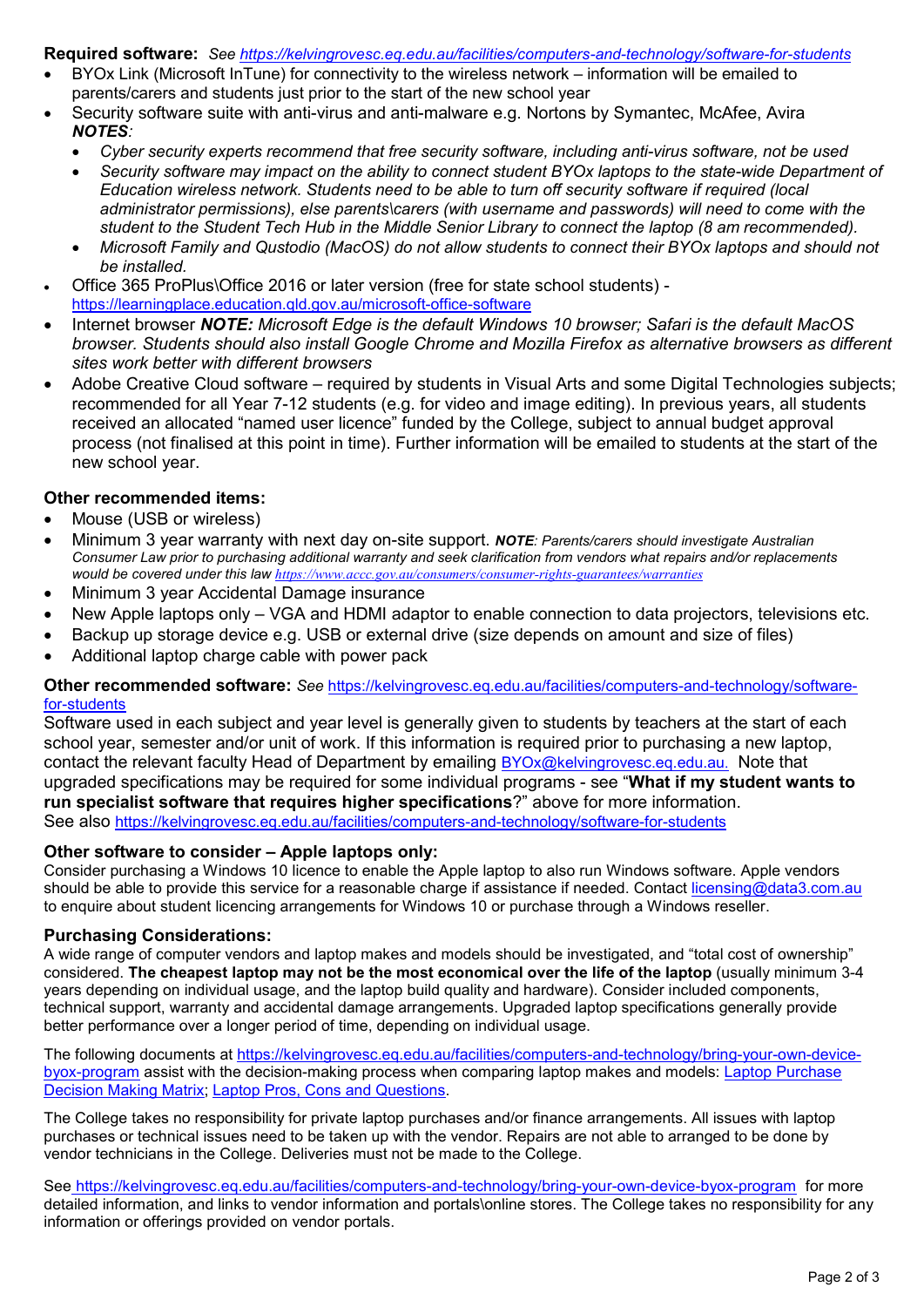**Required software:** *See [https://kelvingrovesc.eq.edu.au/facilities/computers-and-technology/software-for-students](https://kelvingrovesc.eq.edu.au/facilities/computers-and-technology/software-for-students)*

- BYOx Link (Microsoft InTune) for connectivity to the wireless network – information will be emailed to parents/carers and students just prior to the start of the new school year
- Security software suite with anti-virus and anti-malware e.g. Nortons by Symantec, McAfee, Avira
  ***NOTES**:*
  - *Cyber security experts recommend that free security software, including anti-virus software, not be used*
  - *Security software may impact on the ability to connect student BYOx laptops to the state-wide Department of Education wireless network. Students need to be able to turn off security software if required (local administrator permissions), else parents\carers (with username and passwords) will need to come with the student to the Student Tech Hub in the Middle Senior Library to connect the laptop (8 am recommended).*
  - *Microsoft Family and Qustodio (MacOS) do not allow students to connect their BYOx laptops and should not be installed.*
- Office 365 ProPlus\Office 2016 or later version (free for state school students) - [https://learningplace.education.qld.gov.au/microsoft-office-software](https://learningplace.education.qld.gov.au/microsoft-office-software)
- Internet browser ***NOTE:*** *Microsoft Edge is the default Windows 10 browser; Safari is the default MacOS browser. Students should also install Google Chrome and Mozilla Firefox as alternative browsers as different sites work better with different browsers*
- Adobe Creative Cloud software – required by students in Visual Arts and some Digital Technologies subjects; recommended for all Year 7-12 students (e.g. for video and image editing). In previous years, all students received an allocated "named user licence" funded by the College, subject to annual budget approval process (not finalised at this point in time). Further information will be emailed to students at the start of the new school year.

**Other recommended items:**

- Mouse (USB or wireless)
- Minimum 3 year warranty with next day on-site support. ***NOTE**: Parents/carers should investigate Australian Consumer Law prior to purchasing additional warranty and seek clarification from vendors what repairs and/or replacements would be covered under this law [https://www.accc.gov.au/consumers/consumer-rights-guarantees/warranties](https://www.accc.gov.au/consumers/consumer-rights-guarantees/warranties)*
- Minimum 3 year Accidental Damage insurance
- New Apple laptops only – VGA and HDMI adaptor to enable connection to data projectors, televisions etc.
- Backup up storage device e.g. USB or external drive (size depends on amount and size of files)
- Additional laptop charge cable with power pack

**Other recommended software:** *See* [https://kelvingrovesc.eq.edu.au/facilities/computers-and-technology/software-for-students](https://kelvingrovesc.eq.edu.au/facilities/computers-and-technology/software-for-students)

Software used in each subject and year level is generally given to students by teachers at the start of each school year, semester and/or unit of work. If this information is required prior to purchasing a new laptop, contact the relevant faculty Head of Department by emailing [BYOx@kelvingrovesc.eq.edu.au.](mailto:BYOx@kelvingrovesc.eq.edu.au) Note that upgraded specifications may be required for some individual programs - see "**What if my student wants to run specialist software that requires higher specifications**?" above for more information.
See also [https://kelvingrovesc.eq.edu.au/facilities/computers-and-technology/software-for-students](https://kelvingrovesc.eq.edu.au/facilities/computers-and-technology/software-for-students)

**Other software to consider – Apple laptops only:**

Consider purchasing a Windows 10 licence to enable the Apple laptop to also run Windows software. Apple vendors should be able to provide this service for a reasonable charge if assistance if needed. Contact [licensing@data3.com.au](mailto:licensing@data3.com.au) to enquire about student licencing arrangements for Windows 10 or purchase through a Windows reseller.

**Purchasing Considerations:**

A wide range of computer vendors and laptop makes and models should be investigated, and "total cost of ownership" considered. **The cheapest laptop may not be the most economical over the life of the laptop** (usually minimum 3-4 years depending on individual usage, and the laptop build quality and hardware). Consider included components, technical support, warranty and accidental damage arrangements. Upgraded laptop specifications generally provide better performance over a longer period of time, depending on individual usage.

The following documents at [https://kelvingrovesc.eq.edu.au/facilities/computers-and-technology/bring-your-own-device-byox-program](https://kelvingrovesc.eq.edu.au/facilities/computers-and-technology/bring-your-own-device-byox-program) assist with the decision-making process when comparing laptop makes and models: Laptop Purchase Decision Making Matrix; Laptop Pros, Cons and Questions.

The College takes no responsibility for private laptop purchases and/or finance arrangements. All issues with laptop purchases or technical issues need to be taken up with the vendor. Repairs are not able to arranged to be done by vendor technicians in the College. Deliveries must not be made to the College.

See [https://kelvingrovesc.eq.edu.au/facilities/computers-and-technology/bring-your-own-device-byox-program](https://kelvingrovesc.eq.edu.au/facilities/computers-and-technology/bring-your-own-device-byox-program) for more detailed information, and links to vendor information and portals\online stores. The College takes no responsibility for any information or offerings provided on vendor portals.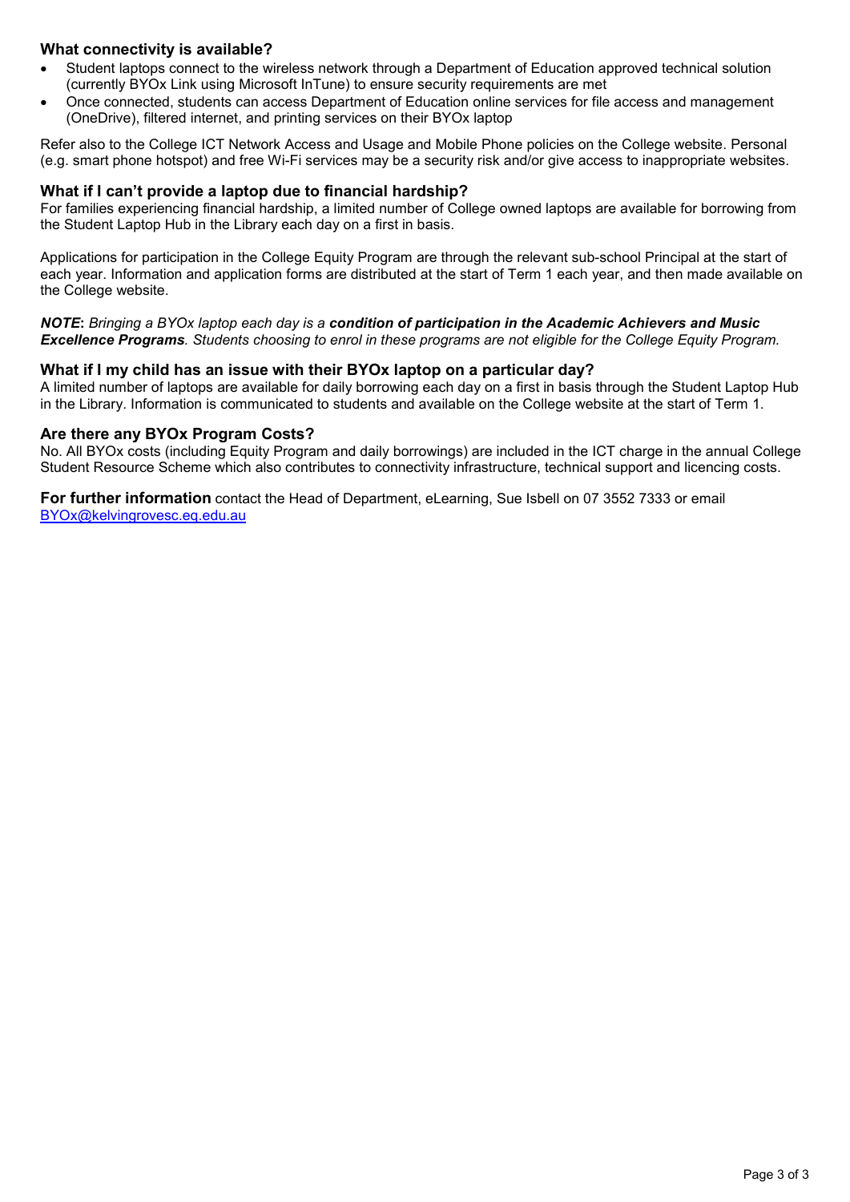### What connectivity is available?

- Student laptops connect to the wireless network through a Department of Education approved technical solution (currently BYOx Link using Microsoft InTune) to ensure security requirements are met
- Once connected, students can access Department of Education online services for file access and management (OneDrive), filtered internet, and printing services on their BYOx laptop

Refer also to the College ICT Network Access and Usage and Mobile Phone policies on the College website. Personal (e.g. smart phone hotspot) and free Wi-Fi services may be a security risk and/or give access to inappropriate websites.

### What if I can't provide a laptop due to financial hardship?

For families experiencing financial hardship, a limited number of College owned laptops are available for borrowing from the Student Laptop Hub in the Library each day on a first in basis.

Applications for participation in the College Equity Program are through the relevant sub-school Principal at the start of each year. Information and application forms are distributed at the start of Term 1 each year, and then made available on the College website.

***NOTE***: *Bringing a BYOx laptop each day is a* ***condition of participation in the Academic Achievers and Music Excellence Programs****. Students choosing to enrol in these programs are not eligible for the College Equity Program.*

### What if I my child has an issue with their BYOx laptop on a particular day?

A limited number of laptops are available for daily borrowing each day on a first in basis through the Student Laptop Hub in the Library. Information is communicated to students and available on the College website at the start of Term 1.

### Are there any BYOx Program Costs?

No. All BYOx costs (including Equity Program and daily borrowings) are included in the ICT charge in the annual College Student Resource Scheme which also contributes to connectivity infrastructure, technical support and licencing costs.

**For further information** contact the Head of Department, eLearning, Sue Isbell on 07 3552 7333 or email BYOx@kelvingrovesc.eq.edu.au